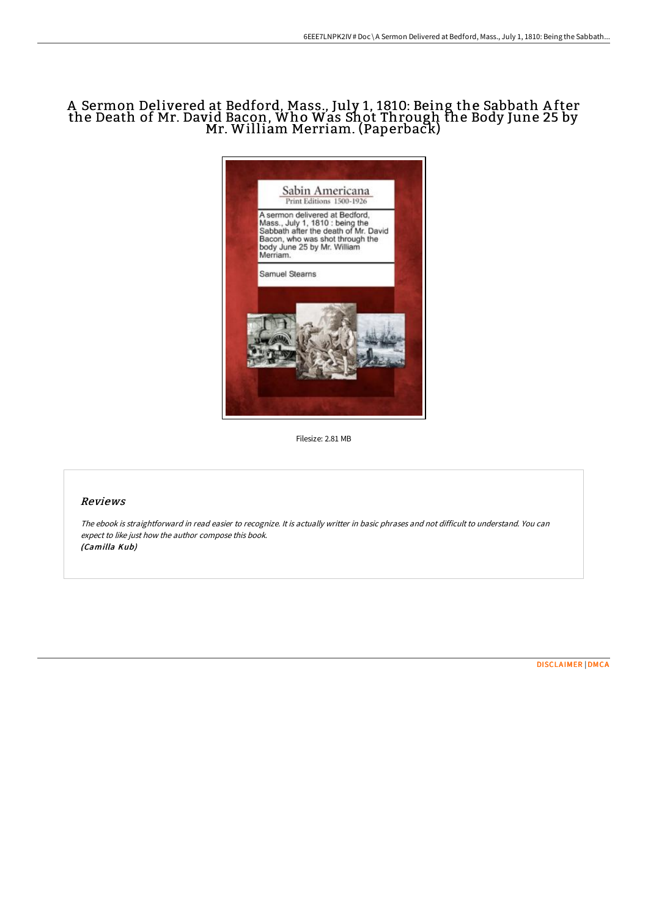# A Sermon Delivered at Bedford, Mass., July 1, 1810: Being the Sabbath After the Death of Mr. David Bacon, Who Was Shot Through the Body June 25 by Mr. William Merriam. (Paperback)

Filesize: 2.81 MB

## Reviews

*The ebook is straightforward in read easier to recognize. It is actually writter in basic phrases and not difficult to understand. You can expect to like just how the author compose this book.*
***(Camilla Kub)***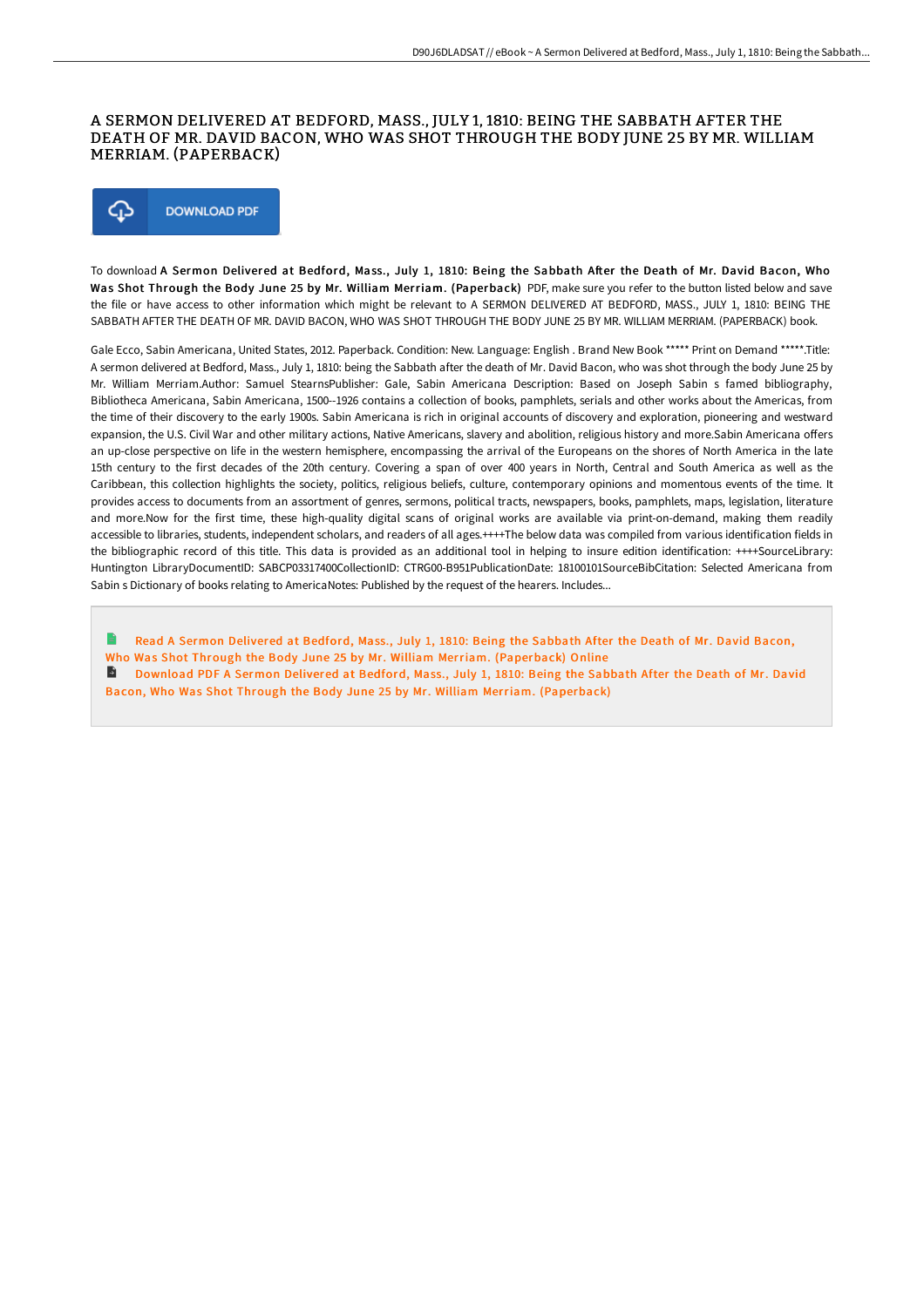# A SERMON DELIVERED AT BEDFORD, MASS., JULY 1, 1810: BEING THE SABBATH AFTER THE DEATH OF MR. DAVID BACON, WHO WAS SHOT THROUGH THE BODY JUNE 25 BY MR. WILLIAM MERRIAM. (PAPERBACK)

DOWNLOAD PDF

To download **A Sermon Delivered at Bedford, Mass., July 1, 1810: Being the Sabbath After the Death of Mr. David Bacon, Who Was Shot Through the Body June 25 by Mr. William Merriam. (Paperback)** PDF, make sure you refer to the button listed below and save the file or have access to other information which might be relevant to A SERMON DELIVERED AT BEDFORD, MASS., JULY 1, 1810: BEING THE SABBATH AFTER THE DEATH OF MR. DAVID BACON, WHO WAS SHOT THROUGH THE BODY JUNE 25 BY MR. WILLIAM MERRIAM. (PAPERBACK) book.

Gale Ecco, Sabin Americana, United States, 2012. Paperback. Condition: New. Language: English . Brand New Book ***** Print on Demand *****.Title: A sermon delivered at Bedford, Mass., July 1, 1810: being the Sabbath after the death of Mr. David Bacon, who was shot through the body June 25 by Mr. William Merriam.Author: Samuel StearnsPublisher: Gale, Sabin Americana Description: Based on Joseph Sabin s famed bibliography, Bibliotheca Americana, Sabin Americana, 1500--1926 contains a collection of books, pamphlets, serials and other works about the Americas, from the time of their discovery to the early 1900s. Sabin Americana is rich in original accounts of discovery and exploration, pioneering and westward expansion, the U.S. Civil War and other military actions, Native Americans, slavery and abolition, religious history and more.Sabin Americana offers an up-close perspective on life in the western hemisphere, encompassing the arrival of the Europeans on the shores of North America in the late 15th century to the first decades of the 20th century. Covering a span of over 400 years in North, Central and South America as well as the Caribbean, this collection highlights the society, politics, religious beliefs, culture, contemporary opinions and momentous events of the time. It provides access to documents from an assortment of genres, sermons, political tracts, newspapers, books, pamphlets, maps, legislation, literature and more.Now for the first time, these high-quality digital scans of original works are available via print-on-demand, making them readily accessible to libraries, students, independent scholars, and readers of all ages.++++The below data was compiled from various identification fields in the bibliographic record of this title. This data is provided as an additional tool in helping to insure edition identification: ++++SourceLibrary: Huntington LibraryDocumentID: SABCP03317400CollectionID: CTRG00-B951PublicationDate: 18100101SourceBibCitation: Selected Americana from Sabin s Dictionary of books relating to AmericaNotes: Published by the request of the hearers. Includes...

Read A Sermon Delivered at Bedford, Mass., July 1, 1810: Being the Sabbath After the Death of Mr. David Bacon, Who Was Shot Through the Body June 25 by Mr. William Merriam. (Paperback) Online

Download PDF A Sermon Delivered at Bedford, Mass., July 1, 1810: Being the Sabbath After the Death of Mr. David Bacon, Who Was Shot Through the Body June 25 by Mr. William Merriam. (Paperback)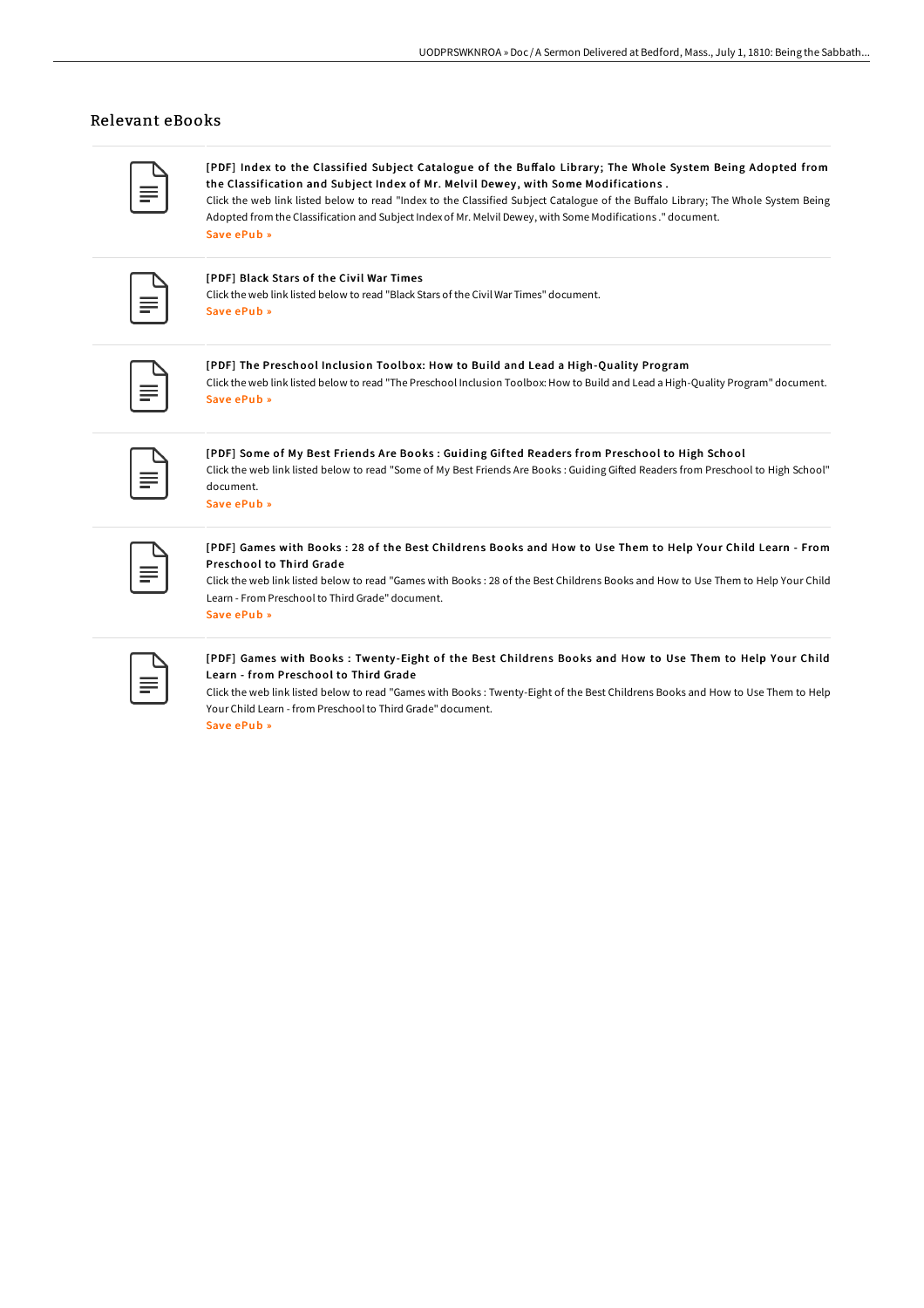## Relevant eBooks

**[PDF] Index to the Classified Subject Catalogue of the Buffalo Library; The Whole System Being Adopted from the Classification and Subject Index of Mr. Melvil Dewey, with Some Modifications .**

Click the web link listed below to read "Index to the Classified Subject Catalogue of the Buffalo Library; The Whole System Being Adopted from the Classification and Subject Index of Mr. Melvil Dewey, with Some Modifications ." document.

Save ePub »

**[PDF] Black Stars of the Civil War Times**

Click the web link listed below to read "Black Stars of the Civil War Times" document.

Save ePub »

**[PDF] The Preschool Inclusion Toolbox: How to Build and Lead a High-Quality Program**

Click the web link listed below to read "The Preschool Inclusion Toolbox: How to Build and Lead a High-Quality Program" document.

Save ePub »

**[PDF] Some of My Best Friends Are Books : Guiding Gifted Readers from Preschool to High School**

Click the web link listed below to read "Some of My Best Friends Are Books : Guiding Gifted Readers from Preschool to High School" document.

Save ePub »

**[PDF] Games with Books : 28 of the Best Childrens Books and How to Use Them to Help Your Child Learn - From Preschool to Third Grade**

Click the web link listed below to read "Games with Books : 28 of the Best Childrens Books and How to Use Them to Help Your Child Learn - From Preschool to Third Grade" document.

Save ePub »

**[PDF] Games with Books : Twenty-Eight of the Best Childrens Books and How to Use Them to Help Your Child Learn - from Preschool to Third Grade**

Click the web link listed below to read "Games with Books : Twenty-Eight of the Best Childrens Books and How to Use Them to Help Your Child Learn - from Preschool to Third Grade" document.

Save ePub »